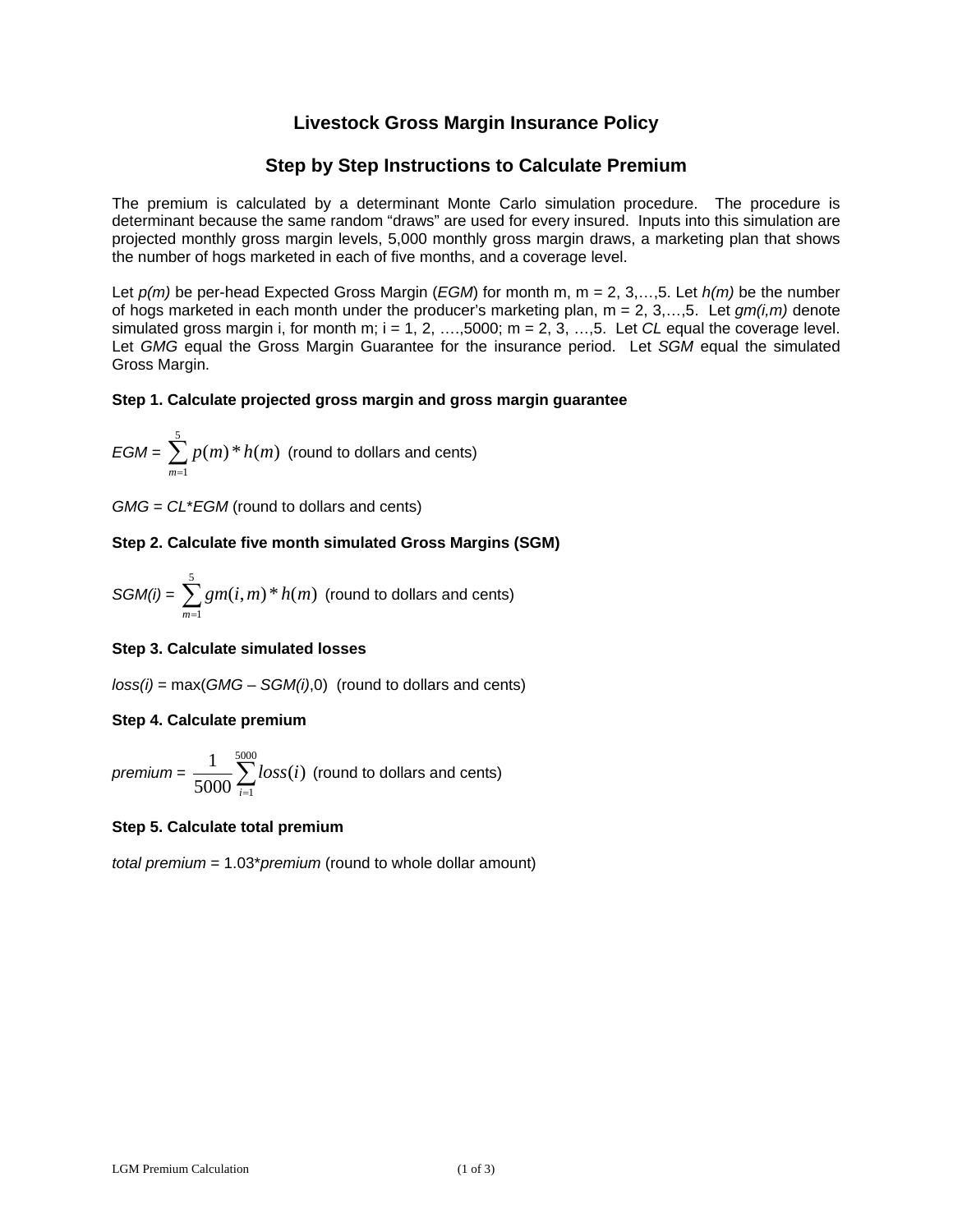# Livestock Gross Margin Insurance Policy

## Step by Step Instructions to Calculate Premium

The premium is calculated by a determinant Monte Carlo simulation procedure. The procedure is determinant because the same random "draws" are used for every insured. Inputs into this simulation are projected monthly gross margin levels, 5,000 monthly gross margin draws, a marketing plan that shows the number of hogs marketed in each of five months, and a coverage level.

Let *p(m)* be per-head Expected Gross Margin (*EGM*) for month m, m = 2, 3,…,5. Let *h(m)* be the number of hogs marketed in each month under the producer's marketing plan, m = 2, 3,…,5. Let *gm(i,m)* denote simulated gross margin i, for month m; i = 1, 2, ….,5000; m = 2, 3, …,5. Let *CL* equal the coverage level. Let *GMG* equal the Gross Margin Guarantee for the insurance period. Let *SGM* equal the simulated Gross Margin.

**Step 1. Calculate projected gross margin and gross margin guarantee**

*EGM* = $\sum_{m=1}^{5} p(m) * h(m)$ (round to dollars and cents)

*GMG* = *CL*\**EGM* (round to dollars and cents)

**Step 2. Calculate five month simulated Gross Margins (SGM)**

*SGM(i)* = $\sum_{m=1}^{5} gm(i,m) * h(m)$ (round to dollars and cents)

**Step 3. Calculate simulated losses**

*loss(i)* = max(*GMG* – *SGM(i)*,0) (round to dollars and cents)

**Step 4. Calculate premium**

*premium* = $\frac{1}{5000} \sum_{i=1}^{5000} loss(i)$ (round to dollars and cents)

**Step 5. Calculate total premium**

*total premium* = 1.03\**premium* (round to whole dollar amount)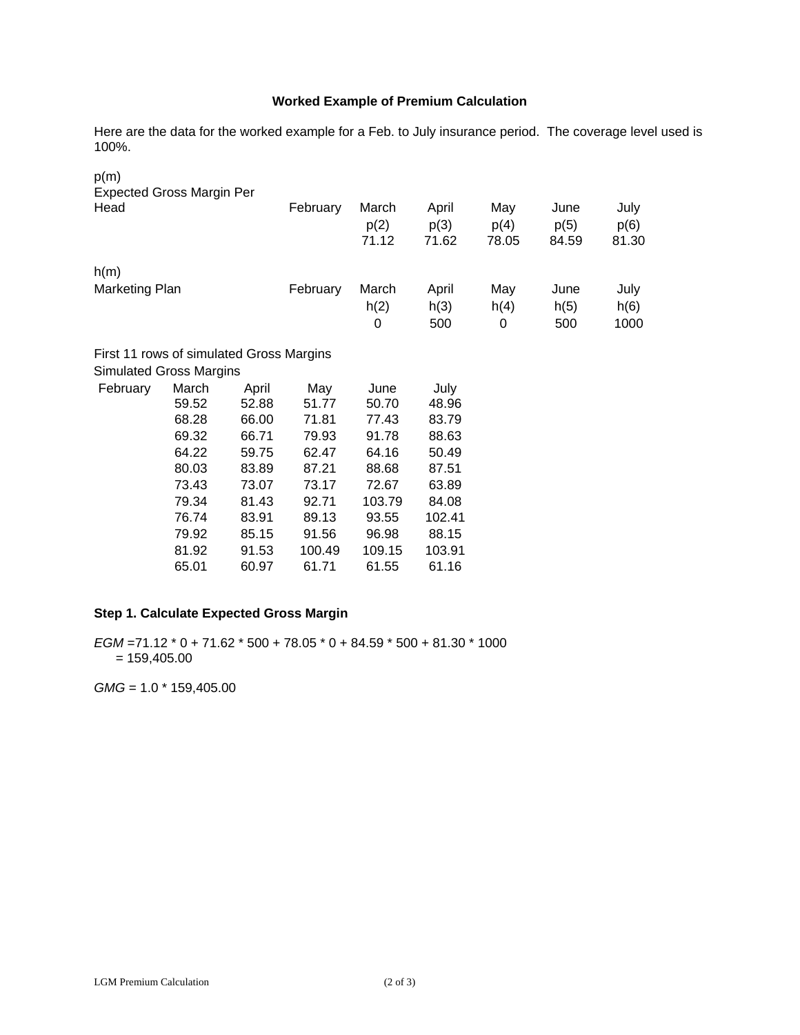**Worked Example of Premium Calculation**

Here are the data for the worked example for a Feb. to July insurance period. The coverage level used is 100%.

| p(m) Expected Gross Margin Per Head | February | March | April | May | June | July |
|---|---|---|---|---|---|---|
| | | p(2) | p(3) | p(4) | p(5) | p(6) |
| | | 71.12 | 71.62 | 78.05 | 84.59 | 81.30 |

| h(m) Marketing Plan | February | March | April | May | June | July |
|---|---|---|---|---|---|---|
| | | h(2) | h(3) | h(4) | h(5) | h(6) |
| | | 0 | 500 | 0 | 500 | 1000 |

First 11 rows of simulated Gross Margins

Simulated Gross Margins

| February | March | April | May | June | July |
|---|---|---|---|---|---|
| | 59.52 | 52.88 | 51.77 | 50.70 | 48.96 |
| | 68.28 | 66.00 | 71.81 | 77.43 | 83.79 |
| | 69.32 | 66.71 | 79.93 | 91.78 | 88.63 |
| | 64.22 | 59.75 | 62.47 | 64.16 | 50.49 |
| | 80.03 | 83.89 | 87.21 | 88.68 | 87.51 |
| | 73.43 | 73.07 | 73.17 | 72.67 | 63.89 |
| | 79.34 | 81.43 | 92.71 | 103.79 | 84.08 |
| | 76.74 | 83.91 | 89.13 | 93.55 | 102.41 |
| | 79.92 | 85.15 | 91.56 | 96.98 | 88.15 |
| | 81.92 | 91.53 | 100.49 | 109.15 | 103.91 |
| | 65.01 | 60.97 | 61.71 | 61.55 | 61.16 |

**Step 1. Calculate Expected Gross Margin**

$EGM = 71.12 * 0 + 71.62 * 500 + 78.05 * 0 + 84.59 * 500 + 81.30 * 1000$
$= 159{,}405.00$

$GMG = 1.0 * 159{,}405.00$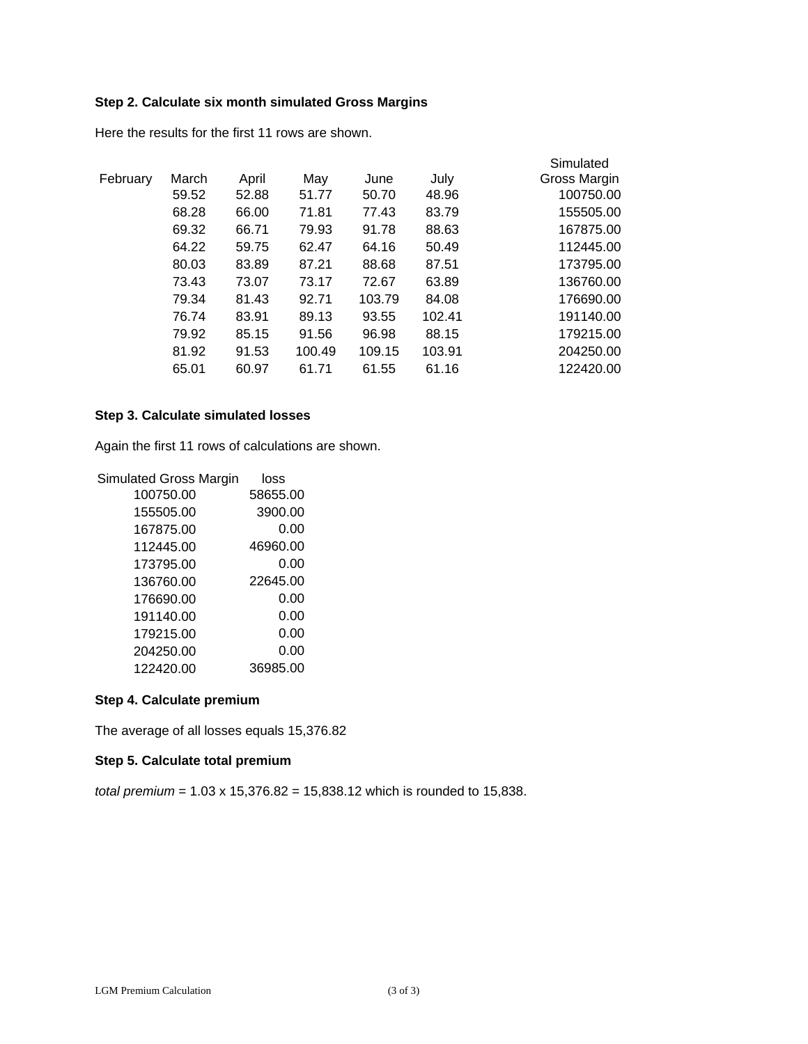**Step 2. Calculate six month simulated Gross Margins**

Here the results for the first 11 rows are shown.

| February | March | April | May | June | July | Simulated Gross Margin |
|---|---|---|---|---|---|---|
| | 59.52 | 52.88 | 51.77 | 50.70 | 48.96 | 100750.00 |
| | 68.28 | 66.00 | 71.81 | 77.43 | 83.79 | 155505.00 |
| | 69.32 | 66.71 | 79.93 | 91.78 | 88.63 | 167875.00 |
| | 64.22 | 59.75 | 62.47 | 64.16 | 50.49 | 112445.00 |
| | 80.03 | 83.89 | 87.21 | 88.68 | 87.51 | 173795.00 |
| | 73.43 | 73.07 | 73.17 | 72.67 | 63.89 | 136760.00 |
| | 79.34 | 81.43 | 92.71 | 103.79 | 84.08 | 176690.00 |
| | 76.74 | 83.91 | 89.13 | 93.55 | 102.41 | 191140.00 |
| | 79.92 | 85.15 | 91.56 | 96.98 | 88.15 | 179215.00 |
| | 81.92 | 91.53 | 100.49 | 109.15 | 103.91 | 204250.00 |
| | 65.01 | 60.97 | 61.71 | 61.55 | 61.16 | 122420.00 |

**Step 3. Calculate simulated losses**

Again the first 11 rows of calculations are shown.

| Simulated Gross Margin | loss |
|---|---|
| 100750.00 | 58655.00 |
| 155505.00 | 3900.00 |
| 167875.00 | 0.00 |
| 112445.00 | 46960.00 |
| 173795.00 | 0.00 |
| 136760.00 | 22645.00 |
| 176690.00 | 0.00 |
| 191140.00 | 0.00 |
| 179215.00 | 0.00 |
| 204250.00 | 0.00 |
| 122420.00 | 36985.00 |

**Step 4. Calculate premium**

The average of all losses equals 15,376.82

**Step 5. Calculate total premium**

*total premium* = 1.03 x 15,376.82 = 15,838.12 which is rounded to 15,838.